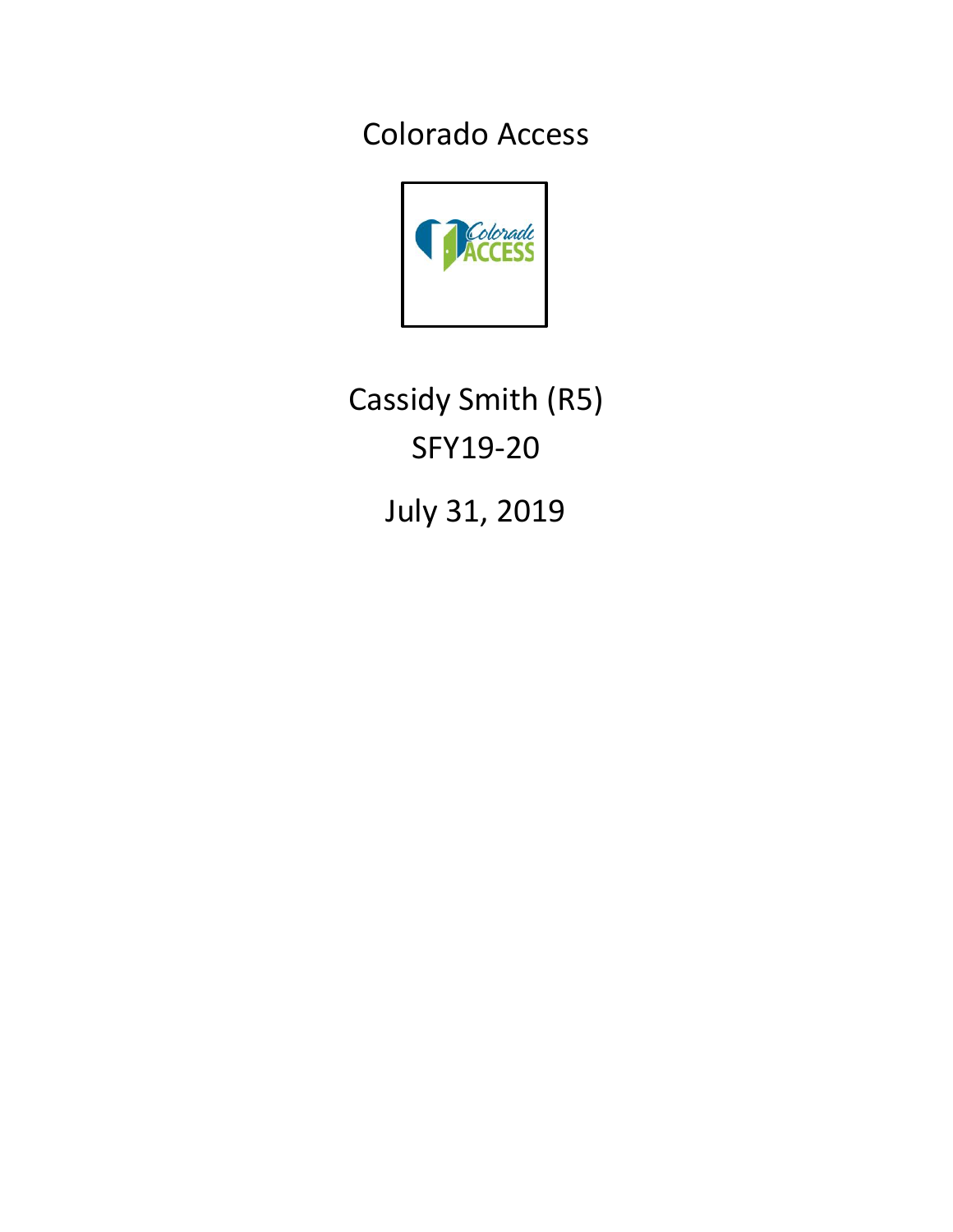# Colorado Access

Cassidy Smith (R5)

SFY19-20

July 31, 2019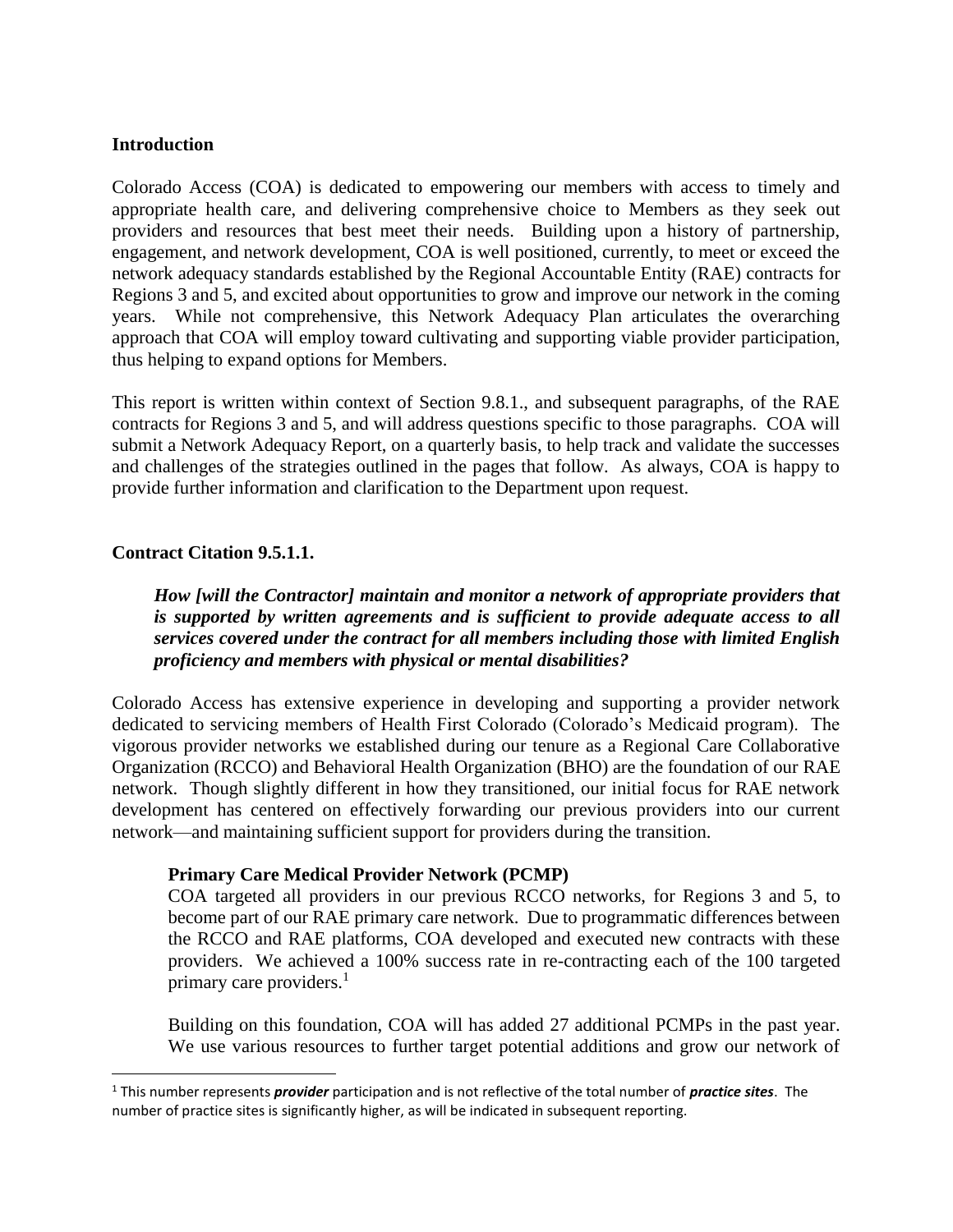## Introduction

Colorado Access (COA) is dedicated to empowering our members with access to timely and appropriate health care, and delivering comprehensive choice to Members as they seek out providers and resources that best meet their needs. Building upon a history of partnership, engagement, and network development, COA is well positioned, currently, to meet or exceed the network adequacy standards established by the Regional Accountable Entity (RAE) contracts for Regions 3 and 5, and excited about opportunities to grow and improve our network in the coming years. While not comprehensive, this Network Adequacy Plan articulates the overarching approach that COA will employ toward cultivating and supporting viable provider participation, thus helping to expand options for Members.

This report is written within context of Section 9.8.1., and subsequent paragraphs, of the RAE contracts for Regions 3 and 5, and will address questions specific to those paragraphs. COA will submit a Network Adequacy Report, on a quarterly basis, to help track and validate the successes and challenges of the strategies outlined in the pages that follow. As always, COA is happy to provide further information and clarification to the Department upon request.

## Contract Citation 9.5.1.1.

> ***How [will the Contractor] maintain and monitor a network of appropriate providers that is supported by written agreements and is sufficient to provide adequate access to all services covered under the contract for all members including those with limited English proficiency and members with physical or mental disabilities?***

Colorado Access has extensive experience in developing and supporting a provider network dedicated to servicing members of Health First Colorado (Colorado's Medicaid program). The vigorous provider networks we established during our tenure as a Regional Care Collaborative Organization (RCCO) and Behavioral Health Organization (BHO) are the foundation of our RAE network. Though slightly different in how they transitioned, our initial focus for RAE network development has centered on effectively forwarding our previous providers into our current network—and maintaining sufficient support for providers during the transition.

### Primary Care Medical Provider Network (PCMP)

COA targeted all providers in our previous RCCO networks, for Regions 3 and 5, to become part of our RAE primary care network. Due to programmatic differences between the RCCO and RAE platforms, COA developed and executed new contracts with these providers. We achieved a 100% success rate in re-contracting each of the 100 targeted primary care providers.[1]

Building on this foundation, COA will has added 27 additional PCMPs in the past year. We use various resources to further target potential additions and grow our network of

[1] This number represents ***provider*** participation and is not reflective of the total number of ***practice sites***. The number of practice sites is significantly higher, as will be indicated in subsequent reporting.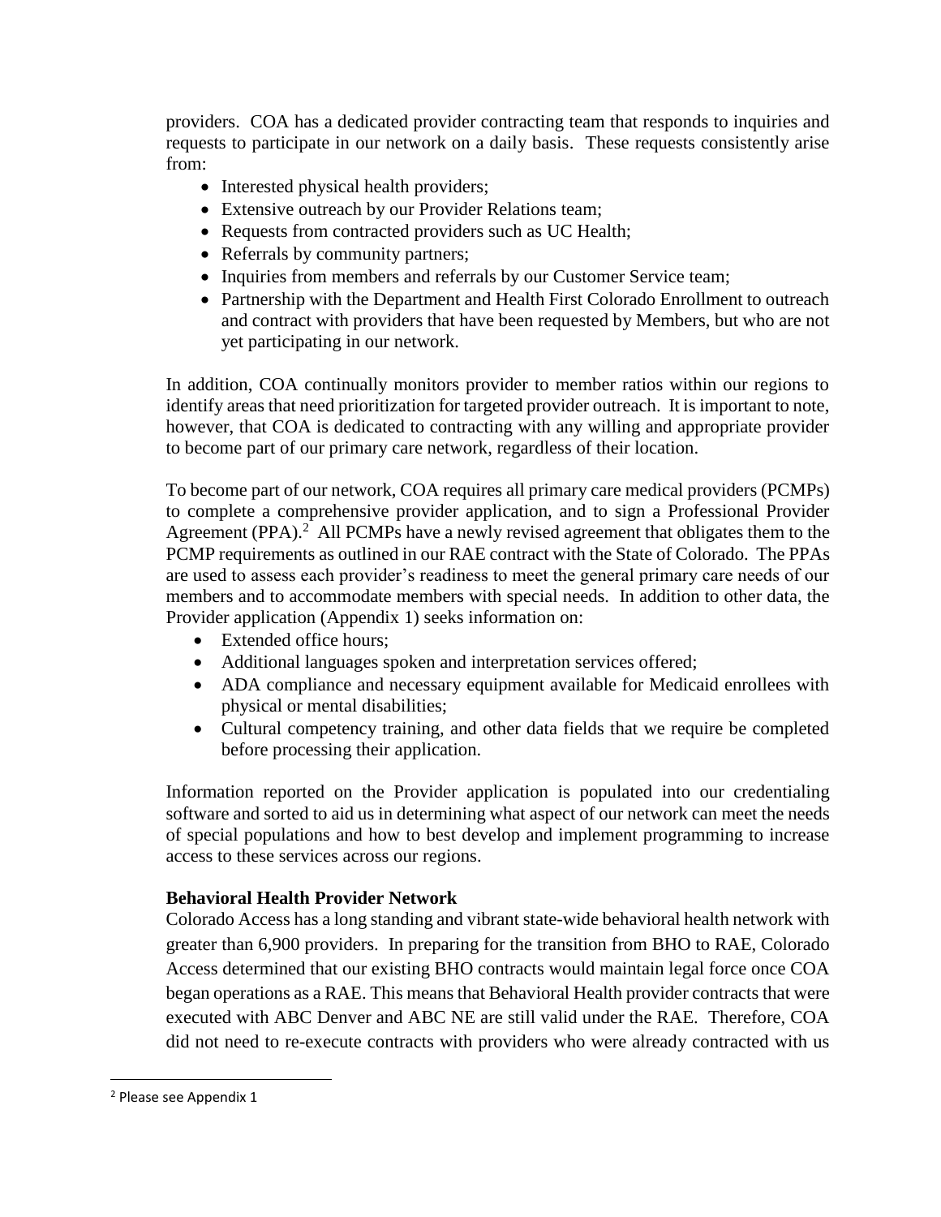providers. COA has a dedicated provider contracting team that responds to inquiries and requests to participate in our network on a daily basis. These requests consistently arise from:

- Interested physical health providers;
- Extensive outreach by our Provider Relations team;
- Requests from contracted providers such as UC Health;
- Referrals by community partners;
- Inquiries from members and referrals by our Customer Service team;
- Partnership with the Department and Health First Colorado Enrollment to outreach and contract with providers that have been requested by Members, but who are not yet participating in our network.

In addition, COA continually monitors provider to member ratios within our regions to identify areas that need prioritization for targeted provider outreach. It is important to note, however, that COA is dedicated to contracting with any willing and appropriate provider to become part of our primary care network, regardless of their location.

To become part of our network, COA requires all primary care medical providers (PCMPs) to complete a comprehensive provider application, and to sign a Professional Provider Agreement (PPA).[2] All PCMPs have a newly revised agreement that obligates them to the PCMP requirements as outlined in our RAE contract with the State of Colorado. The PPAs are used to assess each provider's readiness to meet the general primary care needs of our members and to accommodate members with special needs. In addition to other data, the Provider application (Appendix 1) seeks information on:

- Extended office hours;
- Additional languages spoken and interpretation services offered;
- ADA compliance and necessary equipment available for Medicaid enrollees with physical or mental disabilities;
- Cultural competency training, and other data fields that we require be completed before processing their application.

Information reported on the Provider application is populated into our credentialing software and sorted to aid us in determining what aspect of our network can meet the needs of special populations and how to best develop and implement programming to increase access to these services across our regions.

**Behavioral Health Provider Network**

Colorado Access has a long standing and vibrant state-wide behavioral health network with greater than 6,900 providers. In preparing for the transition from BHO to RAE, Colorado Access determined that our existing BHO contracts would maintain legal force once COA began operations as a RAE. This means that Behavioral Health provider contracts that were executed with ABC Denver and ABC NE are still valid under the RAE. Therefore, COA did not need to re-execute contracts with providers who were already contracted with us

[2] Please see Appendix 1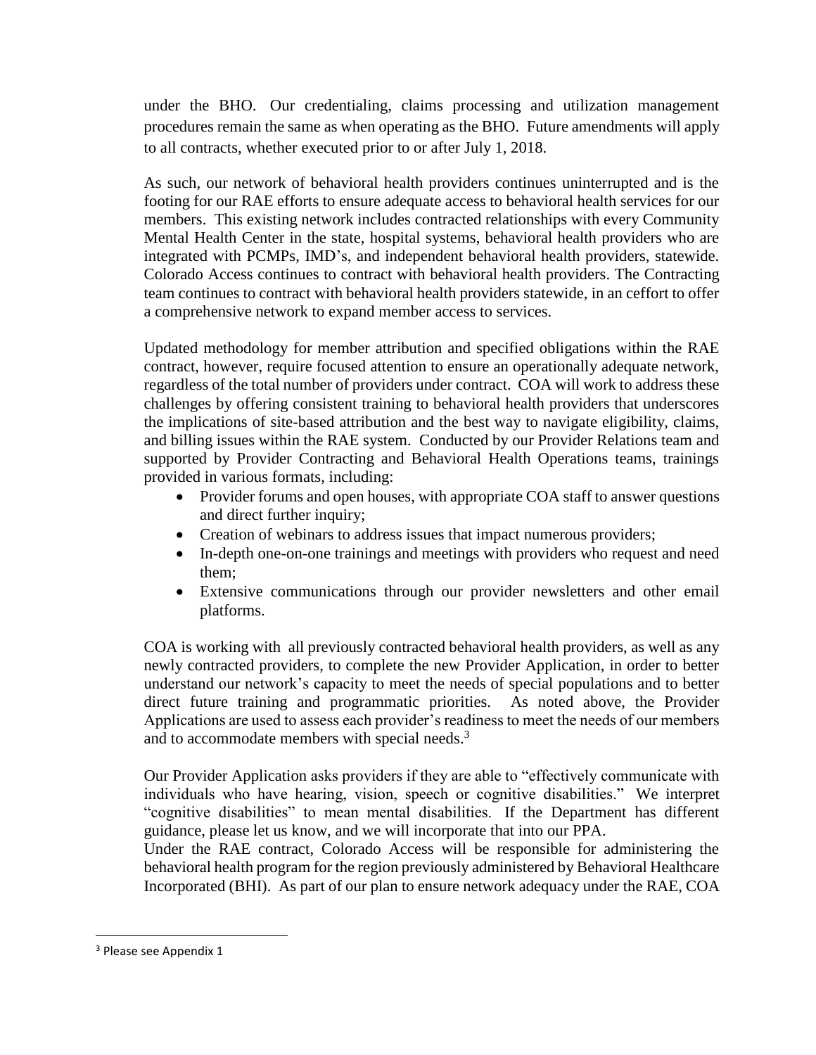under the BHO. Our credentialing, claims processing and utilization management procedures remain the same as when operating as the BHO. Future amendments will apply to all contracts, whether executed prior to or after July 1, 2018.

As such, our network of behavioral health providers continues uninterrupted and is the footing for our RAE efforts to ensure adequate access to behavioral health services for our members. This existing network includes contracted relationships with every Community Mental Health Center in the state, hospital systems, behavioral health providers who are integrated with PCMPs, IMD's, and independent behavioral health providers, statewide. Colorado Access continues to contract with behavioral health providers. The Contracting team continues to contract with behavioral health providers statewide, in an ceffort to offer a comprehensive network to expand member access to services.

Updated methodology for member attribution and specified obligations within the RAE contract, however, require focused attention to ensure an operationally adequate network, regardless of the total number of providers under contract. COA will work to address these challenges by offering consistent training to behavioral health providers that underscores the implications of site-based attribution and the best way to navigate eligibility, claims, and billing issues within the RAE system. Conducted by our Provider Relations team and supported by Provider Contracting and Behavioral Health Operations teams, trainings provided in various formats, including:

- Provider forums and open houses, with appropriate COA staff to answer questions and direct further inquiry;
- Creation of webinars to address issues that impact numerous providers;
- In-depth one-on-one trainings and meetings with providers who request and need them;
- Extensive communications through our provider newsletters and other email platforms.

COA is working with all previously contracted behavioral health providers, as well as any newly contracted providers, to complete the new Provider Application, in order to better understand our network's capacity to meet the needs of special populations and to better direct future training and programmatic priorities. As noted above, the Provider Applications are used to assess each provider's readiness to meet the needs of our members and to accommodate members with special needs.[3]

Our Provider Application asks providers if they are able to "effectively communicate with individuals who have hearing, vision, speech or cognitive disabilities." We interpret "cognitive disabilities" to mean mental disabilities. If the Department has different guidance, please let us know, and we will incorporate that into our PPA.

Under the RAE contract, Colorado Access will be responsible for administering the behavioral health program for the region previously administered by Behavioral Healthcare Incorporated (BHI). As part of our plan to ensure network adequacy under the RAE, COA

[3] Please see Appendix 1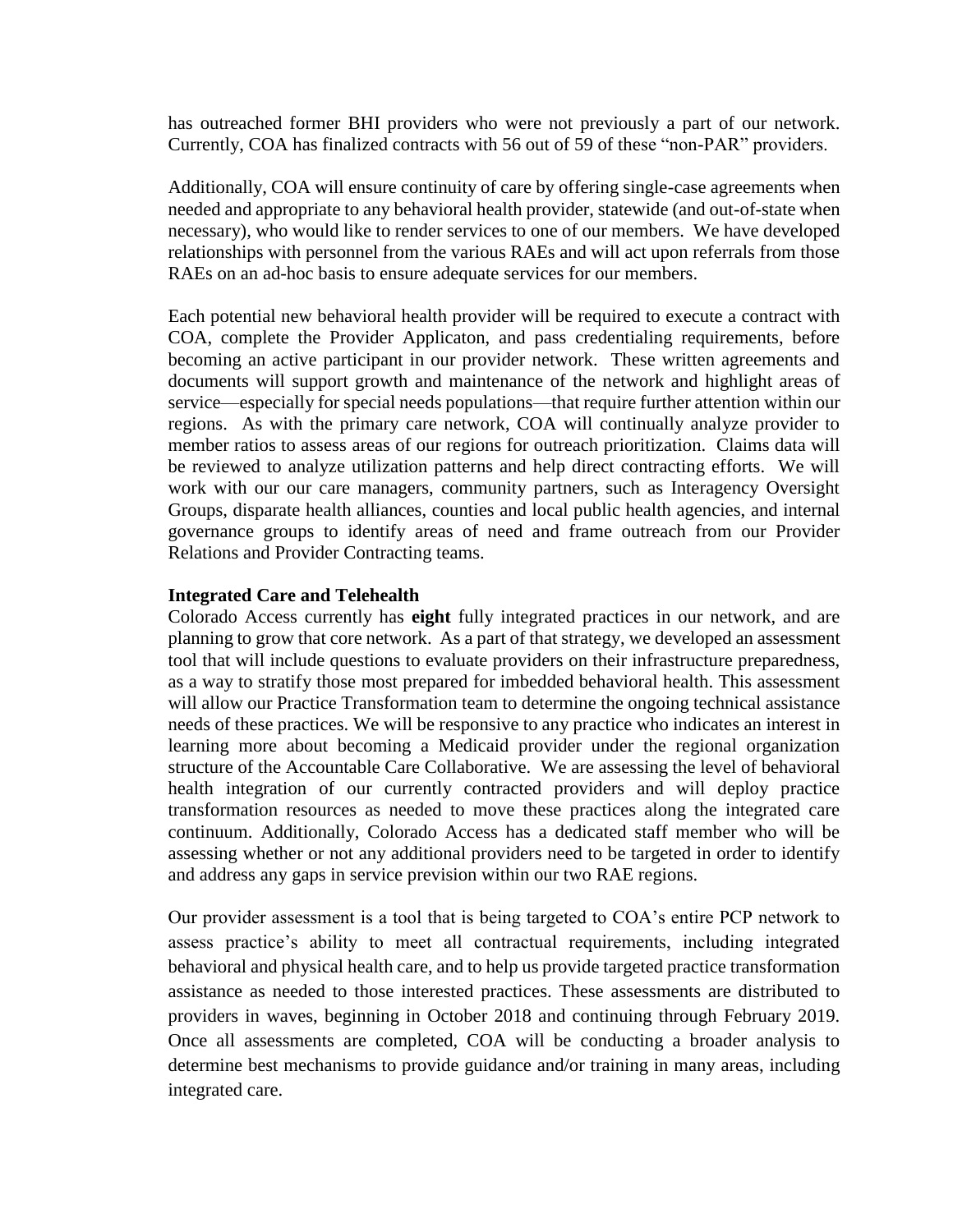has outreached former BHI providers who were not previously a part of our network. Currently, COA has finalized contracts with 56 out of 59 of these "non-PAR" providers.

Additionally, COA will ensure continuity of care by offering single-case agreements when needed and appropriate to any behavioral health provider, statewide (and out-of-state when necessary), who would like to render services to one of our members. We have developed relationships with personnel from the various RAEs and will act upon referrals from those RAEs on an ad-hoc basis to ensure adequate services for our members.

Each potential new behavioral health provider will be required to execute a contract with COA, complete the Provider Applicaton, and pass credentialing requirements, before becoming an active participant in our provider network. These written agreements and documents will support growth and maintenance of the network and highlight areas of service—especially for special needs populations—that require further attention within our regions. As with the primary care network, COA will continually analyze provider to member ratios to assess areas of our regions for outreach prioritization. Claims data will be reviewed to analyze utilization patterns and help direct contracting efforts. We will work with our our care managers, community partners, such as Interagency Oversight Groups, disparate health alliances, counties and local public health agencies, and internal governance groups to identify areas of need and frame outreach from our Provider Relations and Provider Contracting teams.

**Integrated Care and Telehealth**

Colorado Access currently has **eight** fully integrated practices in our network, and are planning to grow that core network. As a part of that strategy, we developed an assessment tool that will include questions to evaluate providers on their infrastructure preparedness, as a way to stratify those most prepared for imbedded behavioral health. This assessment will allow our Practice Transformation team to determine the ongoing technical assistance needs of these practices. We will be responsive to any practice who indicates an interest in learning more about becoming a Medicaid provider under the regional organization structure of the Accountable Care Collaborative. We are assessing the level of behavioral health integration of our currently contracted providers and will deploy practice transformation resources as needed to move these practices along the integrated care continuum. Additionally, Colorado Access has a dedicated staff member who will be assessing whether or not any additional providers need to be targeted in order to identify and address any gaps in service prevision within our two RAE regions.

Our provider assessment is a tool that is being targeted to COA's entire PCP network to assess practice's ability to meet all contractual requirements, including integrated behavioral and physical health care, and to help us provide targeted practice transformation assistance as needed to those interested practices. These assessments are distributed to providers in waves, beginning in October 2018 and continuing through February 2019. Once all assessments are completed, COA will be conducting a broader analysis to determine best mechanisms to provide guidance and/or training in many areas, including integrated care.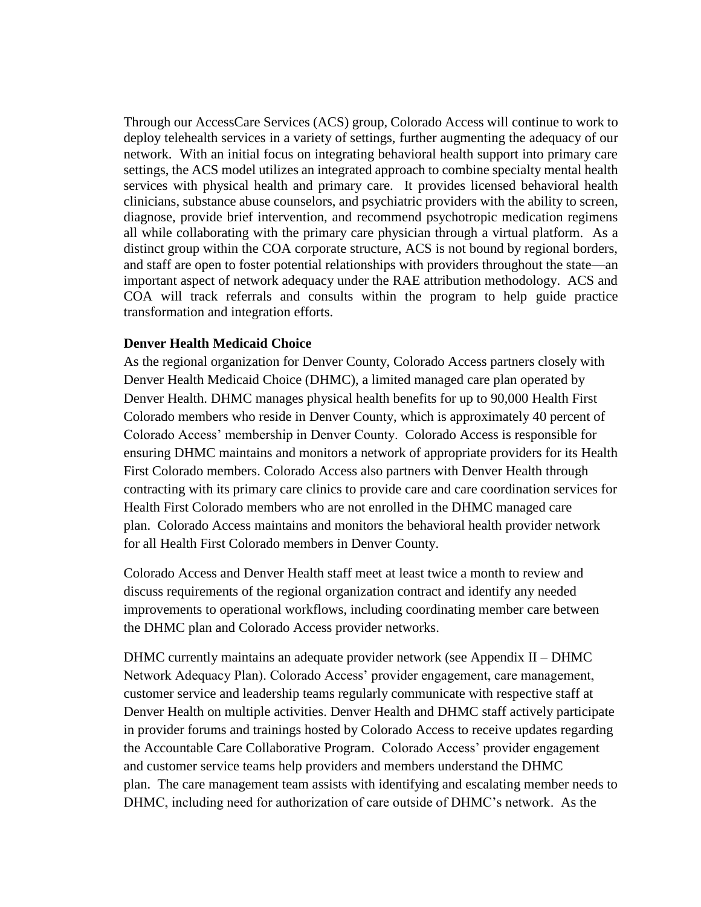Through our AccessCare Services (ACS) group, Colorado Access will continue to work to deploy telehealth services in a variety of settings, further augmenting the adequacy of our network. With an initial focus on integrating behavioral health support into primary care settings, the ACS model utilizes an integrated approach to combine specialty mental health services with physical health and primary care. It provides licensed behavioral health clinicians, substance abuse counselors, and psychiatric providers with the ability to screen, diagnose, provide brief intervention, and recommend psychotropic medication regimens all while collaborating with the primary care physician through a virtual platform. As a distinct group within the COA corporate structure, ACS is not bound by regional borders, and staff are open to foster potential relationships with providers throughout the state—an important aspect of network adequacy under the RAE attribution methodology. ACS and COA will track referrals and consults within the program to help guide practice transformation and integration efforts.

**Denver Health Medicaid Choice**

As the regional organization for Denver County, Colorado Access partners closely with Denver Health Medicaid Choice (DHMC), a limited managed care plan operated by Denver Health. DHMC manages physical health benefits for up to 90,000 Health First Colorado members who reside in Denver County, which is approximately 40 percent of Colorado Access' membership in Denver County. Colorado Access is responsible for ensuring DHMC maintains and monitors a network of appropriate providers for its Health First Colorado members. Colorado Access also partners with Denver Health through contracting with its primary care clinics to provide care and care coordination services for Health First Colorado members who are not enrolled in the DHMC managed care plan. Colorado Access maintains and monitors the behavioral health provider network for all Health First Colorado members in Denver County.

Colorado Access and Denver Health staff meet at least twice a month to review and discuss requirements of the regional organization contract and identify any needed improvements to operational workflows, including coordinating member care between the DHMC plan and Colorado Access provider networks.

DHMC currently maintains an adequate provider network (see Appendix II – DHMC Network Adequacy Plan). Colorado Access' provider engagement, care management, customer service and leadership teams regularly communicate with respective staff at Denver Health on multiple activities. Denver Health and DHMC staff actively participate in provider forums and trainings hosted by Colorado Access to receive updates regarding the Accountable Care Collaborative Program. Colorado Access' provider engagement and customer service teams help providers and members understand the DHMC plan. The care management team assists with identifying and escalating member needs to DHMC, including need for authorization of care outside of DHMC's network. As the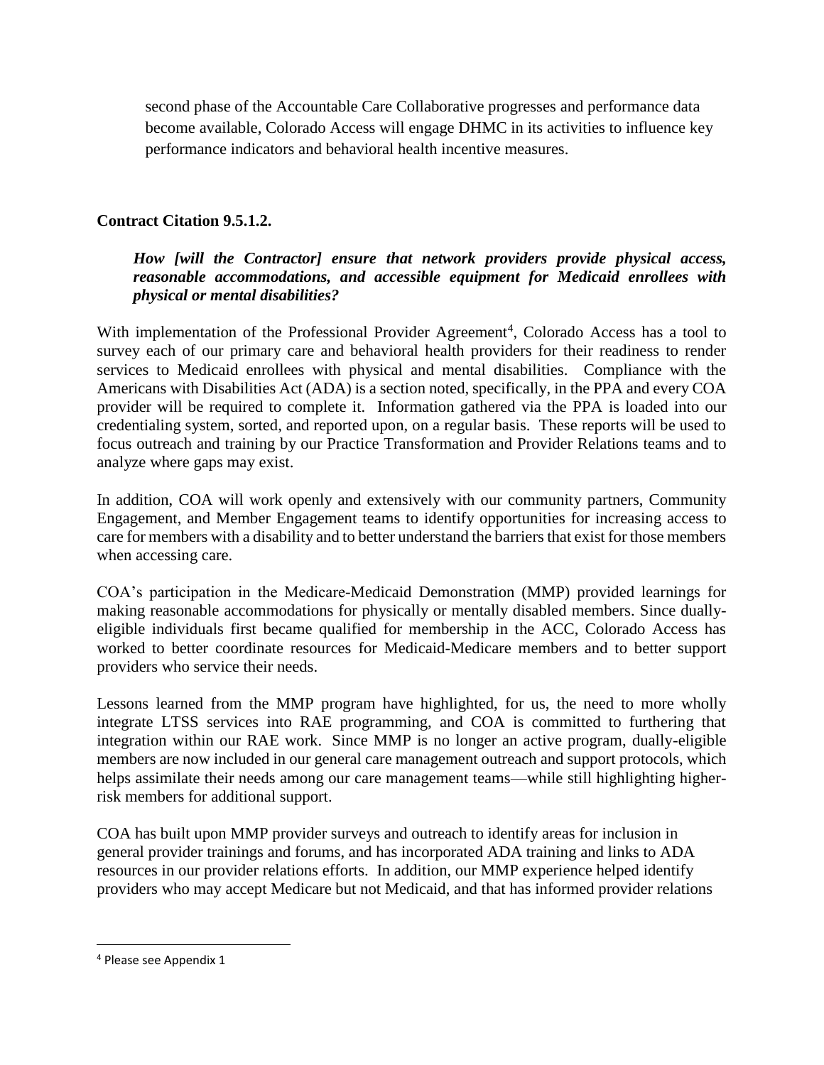second phase of the Accountable Care Collaborative progresses and performance data become available, Colorado Access will engage DHMC in its activities to influence key performance indicators and behavioral health incentive measures.

**Contract Citation 9.5.1.2.**

***How [will the Contractor] ensure that network providers provide physical access, reasonable accommodations, and accessible equipment for Medicaid enrollees with physical or mental disabilities?***

With implementation of the Professional Provider Agreement[4], Colorado Access has a tool to survey each of our primary care and behavioral health providers for their readiness to render services to Medicaid enrollees with physical and mental disabilities. Compliance with the Americans with Disabilities Act (ADA) is a section noted, specifically, in the PPA and every COA provider will be required to complete it. Information gathered via the PPA is loaded into our credentialing system, sorted, and reported upon, on a regular basis. These reports will be used to focus outreach and training by our Practice Transformation and Provider Relations teams and to analyze where gaps may exist.

In addition, COA will work openly and extensively with our community partners, Community Engagement, and Member Engagement teams to identify opportunities for increasing access to care for members with a disability and to better understand the barriers that exist for those members when accessing care.

COA's participation in the Medicare-Medicaid Demonstration (MMP) provided learnings for making reasonable accommodations for physically or mentally disabled members. Since dually-eligible individuals first became qualified for membership in the ACC, Colorado Access has worked to better coordinate resources for Medicaid-Medicare members and to better support providers who service their needs.

Lessons learned from the MMP program have highlighted, for us, the need to more wholly integrate LTSS services into RAE programming, and COA is committed to furthering that integration within our RAE work. Since MMP is no longer an active program, dually-eligible members are now included in our general care management outreach and support protocols, which helps assimilate their needs among our care management teams—while still highlighting higher-risk members for additional support.

COA has built upon MMP provider surveys and outreach to identify areas for inclusion in general provider trainings and forums, and has incorporated ADA training and links to ADA resources in our provider relations efforts. In addition, our MMP experience helped identify providers who may accept Medicare but not Medicaid, and that has informed provider relations

---

[4] Please see Appendix 1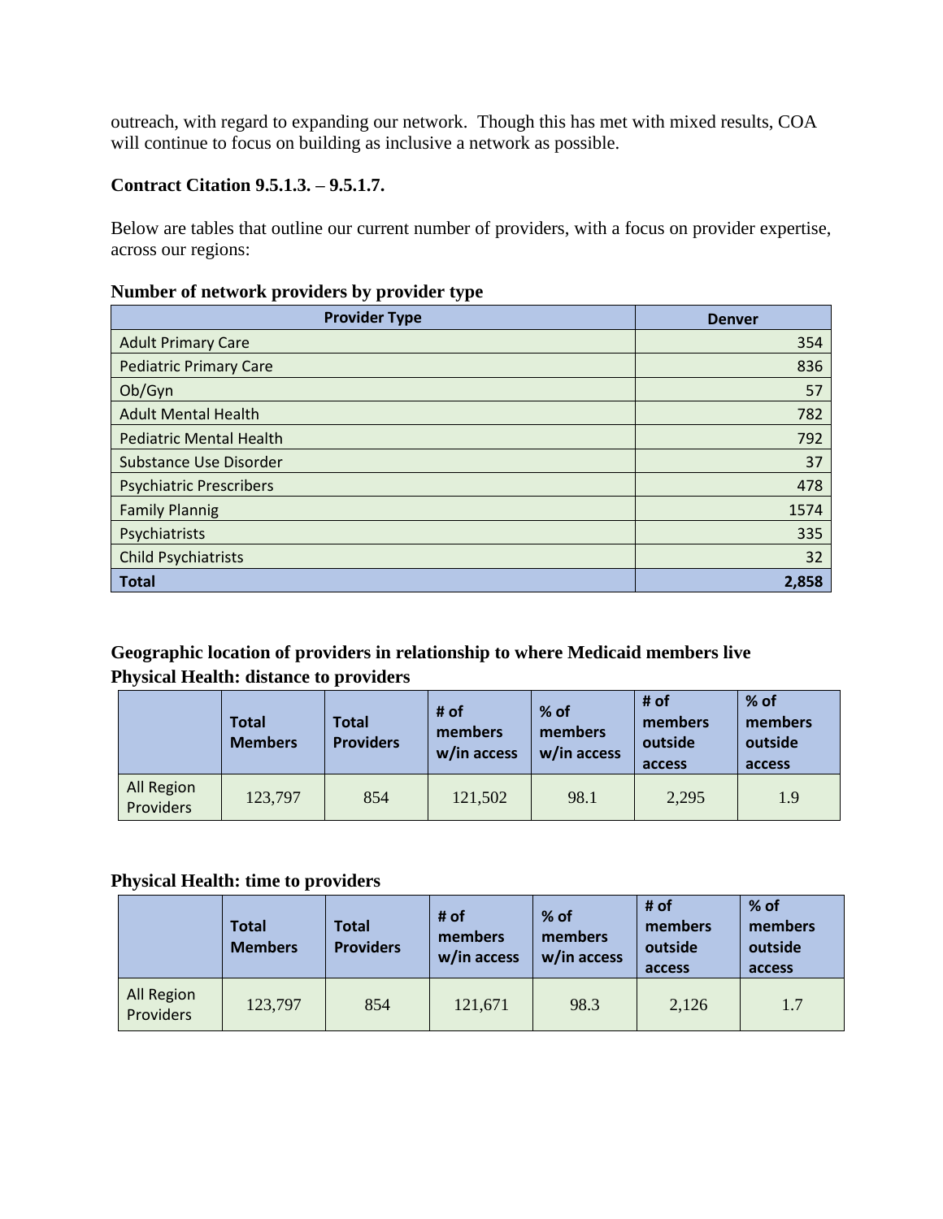outreach, with regard to expanding our network. Though this has met with mixed results, COA will continue to focus on building as inclusive a network as possible.

**Contract Citation 9.5.1.3. – 9.5.1.7.**

Below are tables that outline our current number of providers, with a focus on provider expertise, across our regions:

**Number of network providers by provider type**

| Provider Type | Denver |
|---|---|
| Adult Primary Care | 354 |
| Pediatric Primary Care | 836 |
| Ob/Gyn | 57 |
| Adult Mental Health | 782 |
| Pediatric Mental Health | 792 |
| Substance Use Disorder | 37 |
| Psychiatric Prescribers | 478 |
| Family Plannig | 1574 |
| Psychiatrists | 335 |
| Child Psychiatrists | 32 |
| **Total** | **2,858** |

**Geographic location of providers in relationship to where Medicaid members live**
**Physical Health: distance to providers**

| | Total Members | Total Providers | # of members w/in access | % of members w/in access | # of members outside access | % of members outside access |
|---|---|---|---|---|---|---|
| All Region Providers | 123,797 | 854 | 121,502 | 98.1 | 2,295 | 1.9 |

**Physical Health: time to providers**

| | Total Members | Total Providers | # of members w/in access | % of members w/in access | # of members outside access | % of members outside access |
|---|---|---|---|---|---|---|
| All Region Providers | 123,797 | 854 | 121,671 | 98.3 | 2,126 | 1.7 |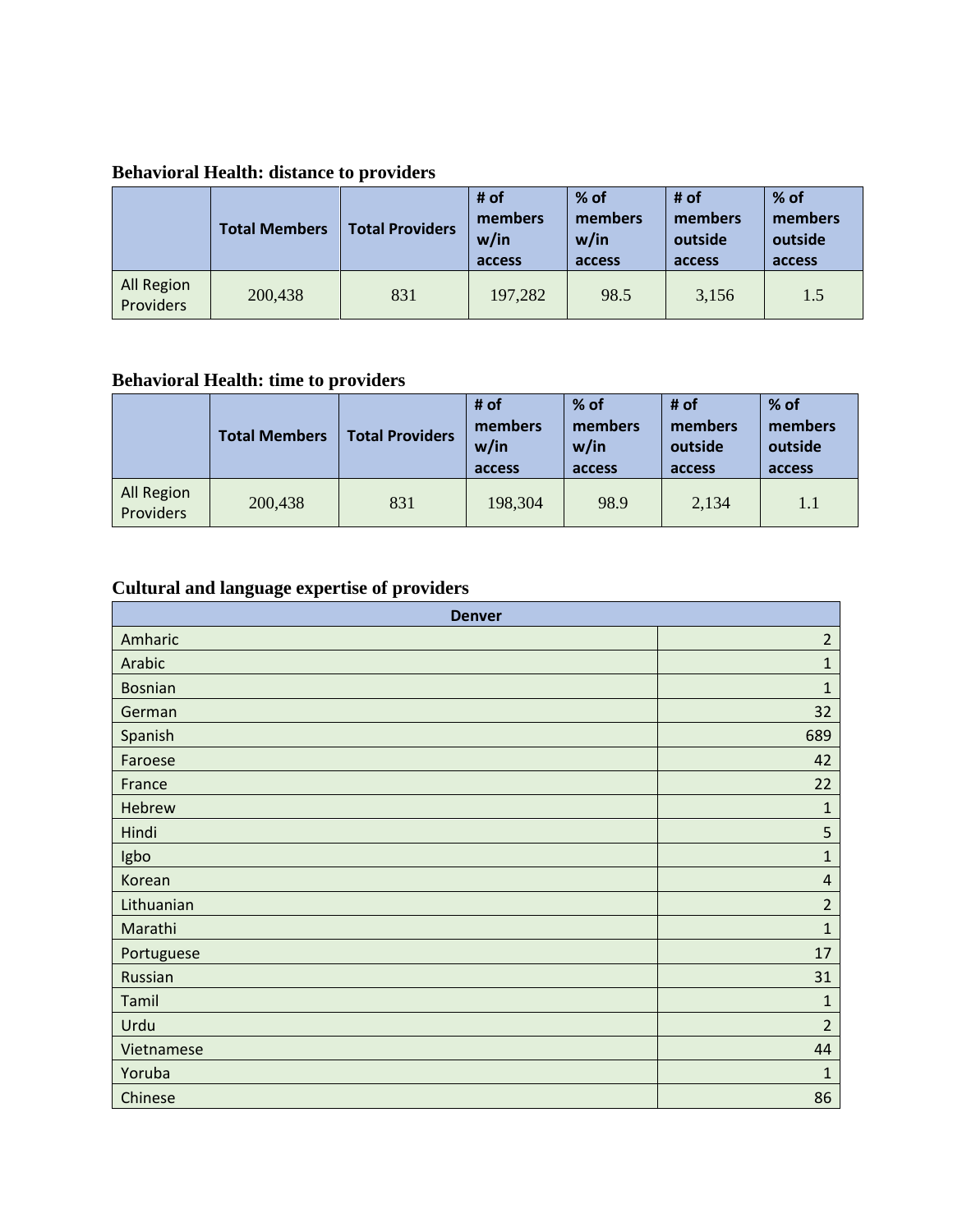**Behavioral Health: distance to providers**

| | Total Members | Total Providers | # of members w/in access | % of members w/in access | # of members outside access | % of members outside access |
|---|---|---|---|---|---|---|
| All Region Providers | 200,438 | 831 | 197,282 | 98.5 | 3,156 | 1.5 |

**Behavioral Health: time to providers**

| | Total Members | Total Providers | # of members w/in access | % of members w/in access | # of members outside access | % of members outside access |
|---|---|---|---|---|---|---|
| All Region Providers | 200,438 | 831 | 198,304 | 98.9 | 2,134 | 1.1 |

**Cultural and language expertise of providers**

| Denver | |
|---|---|
| Amharic | 2 |
| Arabic | 1 |
| Bosnian | 1 |
| German | 32 |
| Spanish | 689 |
| Faroese | 42 |
| France | 22 |
| Hebrew | 1 |
| Hindi | 5 |
| Igbo | 1 |
| Korean | 4 |
| Lithuanian | 2 |
| Marathi | 1 |
| Portuguese | 17 |
| Russian | 31 |
| Tamil | 1 |
| Urdu | 2 |
| Vietnamese | 44 |
| Yoruba | 1 |
| Chinese | 86 |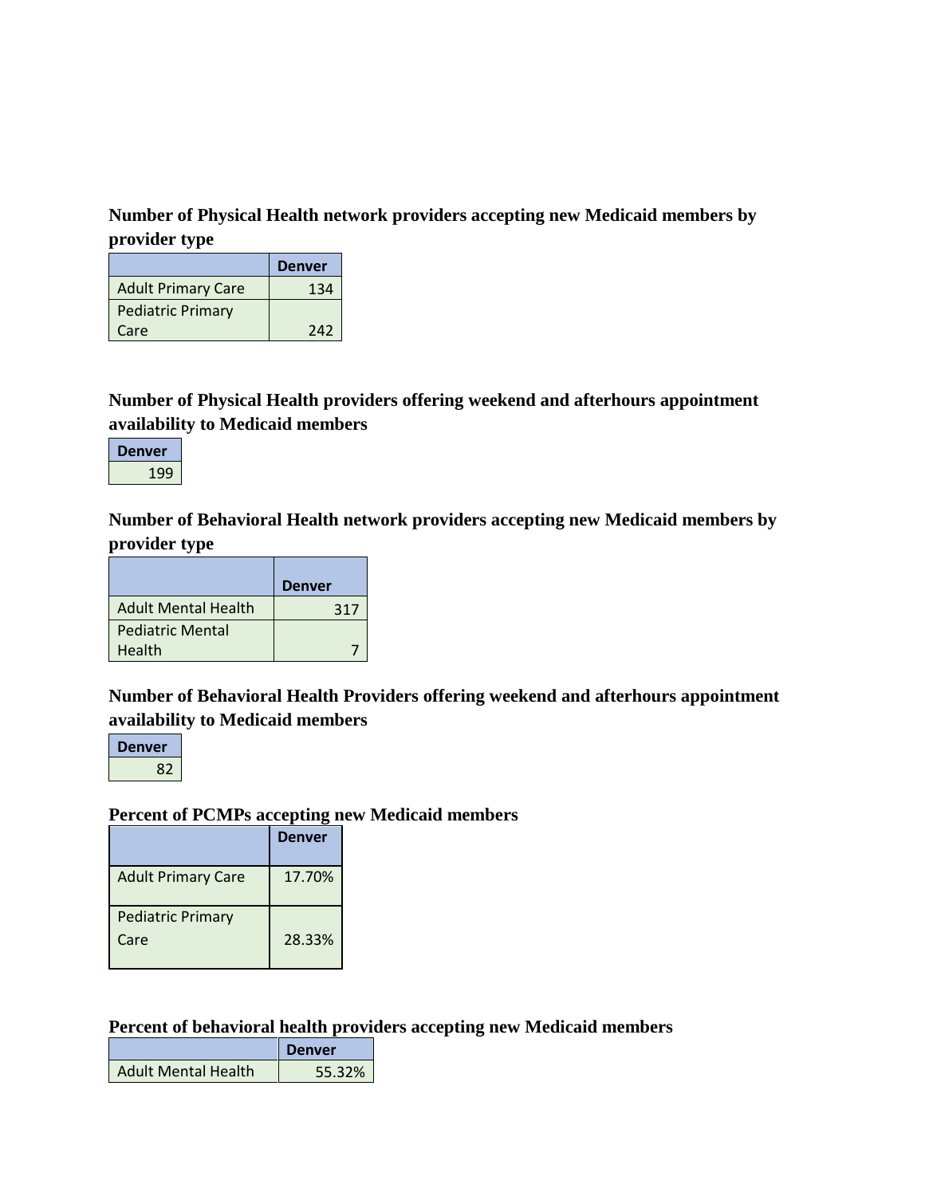**Number of Physical Health network providers accepting new Medicaid members by provider type**

| | Denver |
|---|---|
| Adult Primary Care | 134 |
| Pediatric Primary Care | 242 |

**Number of Physical Health providers offering weekend and afterhours appointment availability to Medicaid members**

| Denver |
|---|
| 199 |

**Number of Behavioral Health network providers accepting new Medicaid members by provider type**

| | Denver |
|---|---|
| Adult Mental Health | 317 |
| Pediatric Mental Health | 7 |

**Number of Behavioral Health Providers offering weekend and afterhours appointment availability to Medicaid members**

| Denver |
|---|
| 82 |

**Percent of PCMPs accepting new Medicaid members**

| | Denver |
|---|---|
| Adult Primary Care | 17.70% |
| Pediatric Primary Care | 28.33% |

**Percent of behavioral health providers accepting new Medicaid members**

| | Denver |
|---|---|
| Adult Mental Health | 55.32% |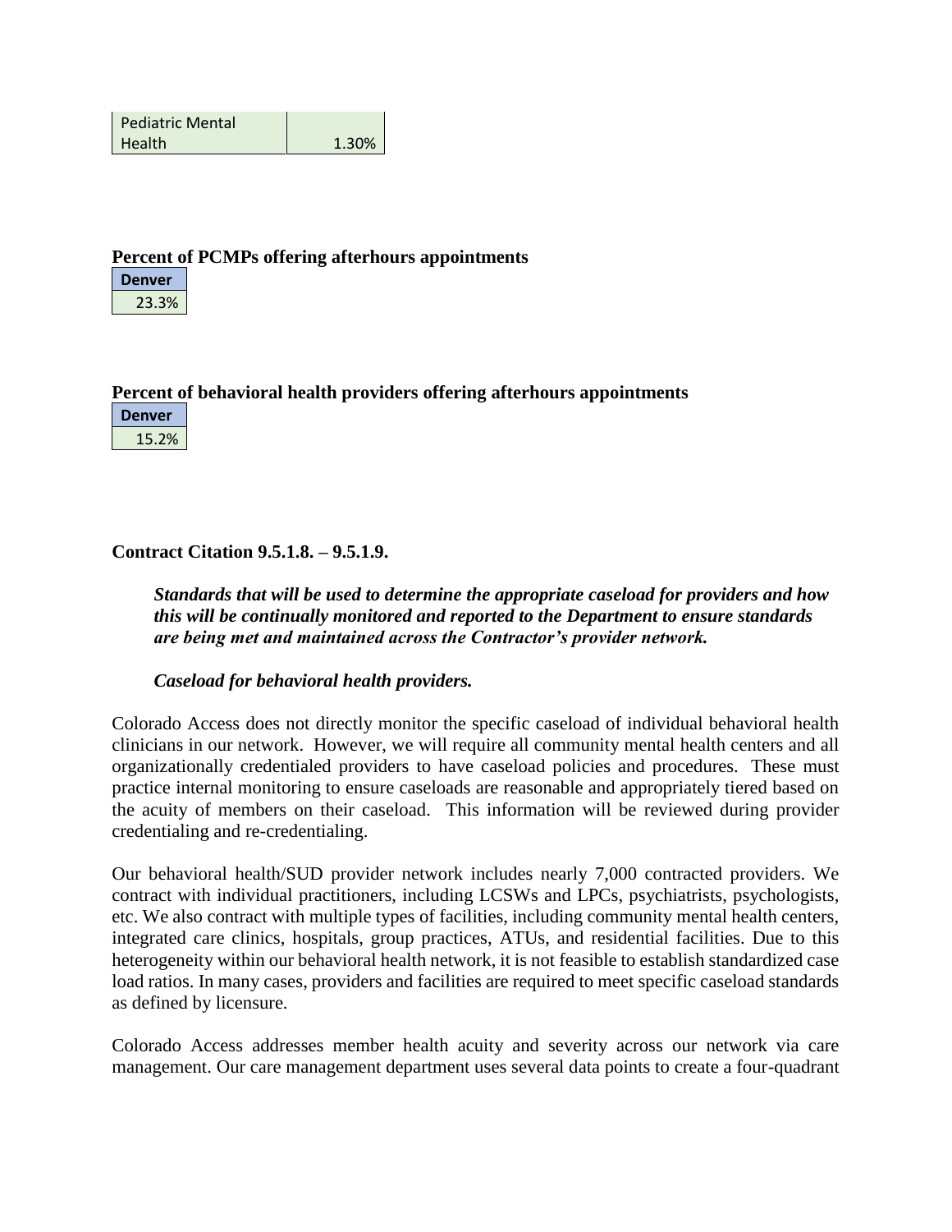| Pediatric Mental Health | 1.30% |
|---|---|

**Percent of PCMPs offering afterhours appointments**

| Denver |
|---|
| 23.3% |

**Percent of behavioral health providers offering afterhours appointments**

| Denver |
|---|
| 15.2% |

**Contract Citation 9.5.1.8. – 9.5.1.9.**

***Standards that will be used to determine the appropriate caseload for providers and how this will be continually monitored and reported to the Department to ensure standards are being met and maintained across the Contractor's provider network.***

***Caseload for behavioral health providers.***

Colorado Access does not directly monitor the specific caseload of individual behavioral health clinicians in our network. However, we will require all community mental health centers and all organizationally credentialed providers to have caseload policies and procedures. These must practice internal monitoring to ensure caseloads are reasonable and appropriately tiered based on the acuity of members on their caseload. This information will be reviewed during provider credentialing and re-credentialing.

Our behavioral health/SUD provider network includes nearly 7,000 contracted providers. We contract with individual practitioners, including LCSWs and LPCs, psychiatrists, psychologists, etc. We also contract with multiple types of facilities, including community mental health centers, integrated care clinics, hospitals, group practices, ATUs, and residential facilities. Due to this heterogeneity within our behavioral health network, it is not feasible to establish standardized case load ratios. In many cases, providers and facilities are required to meet specific caseload standards as defined by licensure.

Colorado Access addresses member health acuity and severity across our network via care management. Our care management department uses several data points to create a four-quadrant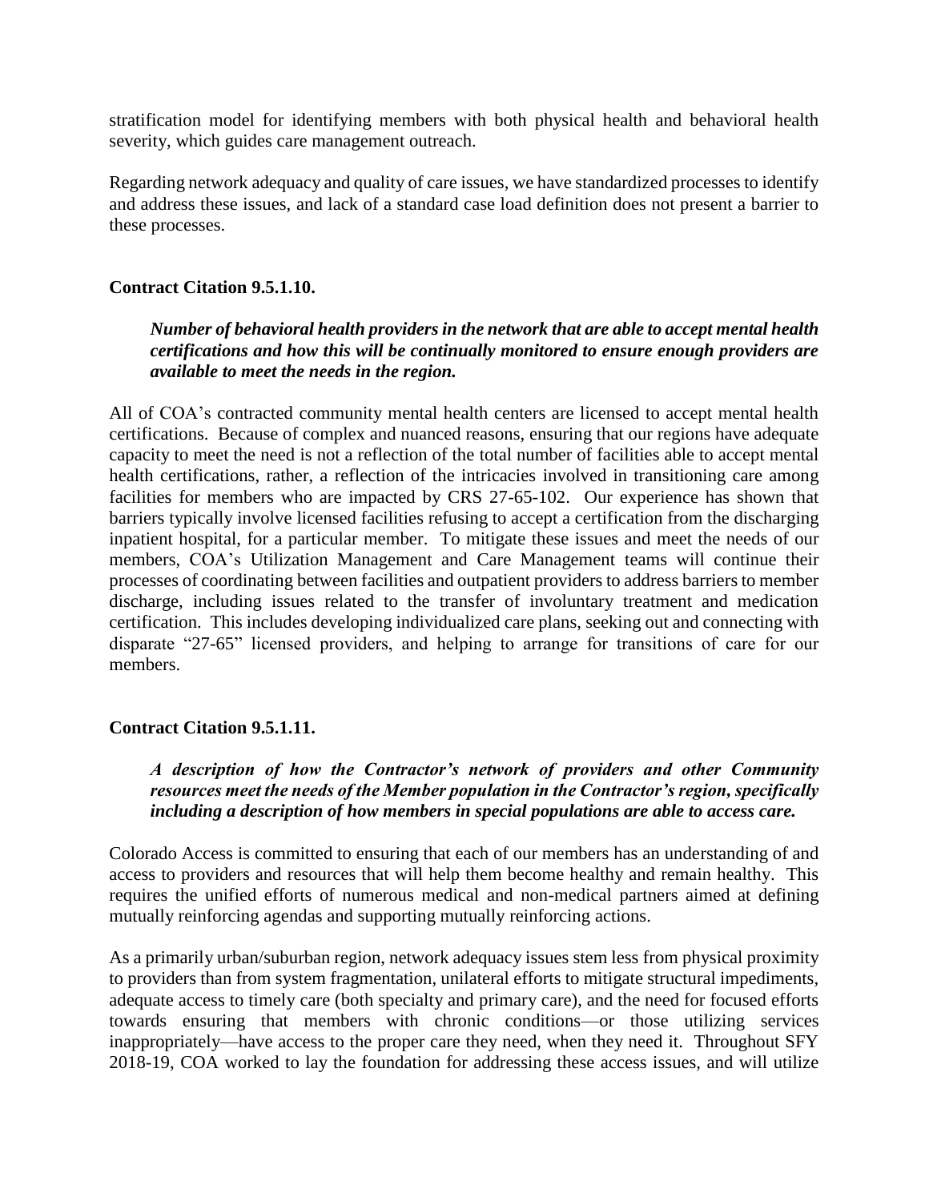stratification model for identifying members with both physical health and behavioral health severity, which guides care management outreach.

Regarding network adequacy and quality of care issues, we have standardized processes to identify and address these issues, and lack of a standard case load definition does not present a barrier to these processes.

**Contract Citation 9.5.1.10.**

> ***Number of behavioral health providers in the network that are able to accept mental health certifications and how this will be continually monitored to ensure enough providers are available to meet the needs in the region.***

All of COA's contracted community mental health centers are licensed to accept mental health certifications. Because of complex and nuanced reasons, ensuring that our regions have adequate capacity to meet the need is not a reflection of the total number of facilities able to accept mental health certifications, rather, a reflection of the intricacies involved in transitioning care among facilities for members who are impacted by CRS 27-65-102. Our experience has shown that barriers typically involve licensed facilities refusing to accept a certification from the discharging inpatient hospital, for a particular member. To mitigate these issues and meet the needs of our members, COA's Utilization Management and Care Management teams will continue their processes of coordinating between facilities and outpatient providers to address barriers to member discharge, including issues related to the transfer of involuntary treatment and medication certification. This includes developing individualized care plans, seeking out and connecting with disparate "27-65" licensed providers, and helping to arrange for transitions of care for our members.

**Contract Citation 9.5.1.11.**

> ***A description of how the Contractor's network of providers and other Community resources meet the needs of the Member population in the Contractor's region, specifically including a description of how members in special populations are able to access care.***

Colorado Access is committed to ensuring that each of our members has an understanding of and access to providers and resources that will help them become healthy and remain healthy. This requires the unified efforts of numerous medical and non-medical partners aimed at defining mutually reinforcing agendas and supporting mutually reinforcing actions.

As a primarily urban/suburban region, network adequacy issues stem less from physical proximity to providers than from system fragmentation, unilateral efforts to mitigate structural impediments, adequate access to timely care (both specialty and primary care), and the need for focused efforts towards ensuring that members with chronic conditions—or those utilizing services inappropriately—have access to the proper care they need, when they need it. Throughout SFY 2018-19, COA worked to lay the foundation for addressing these access issues, and will utilize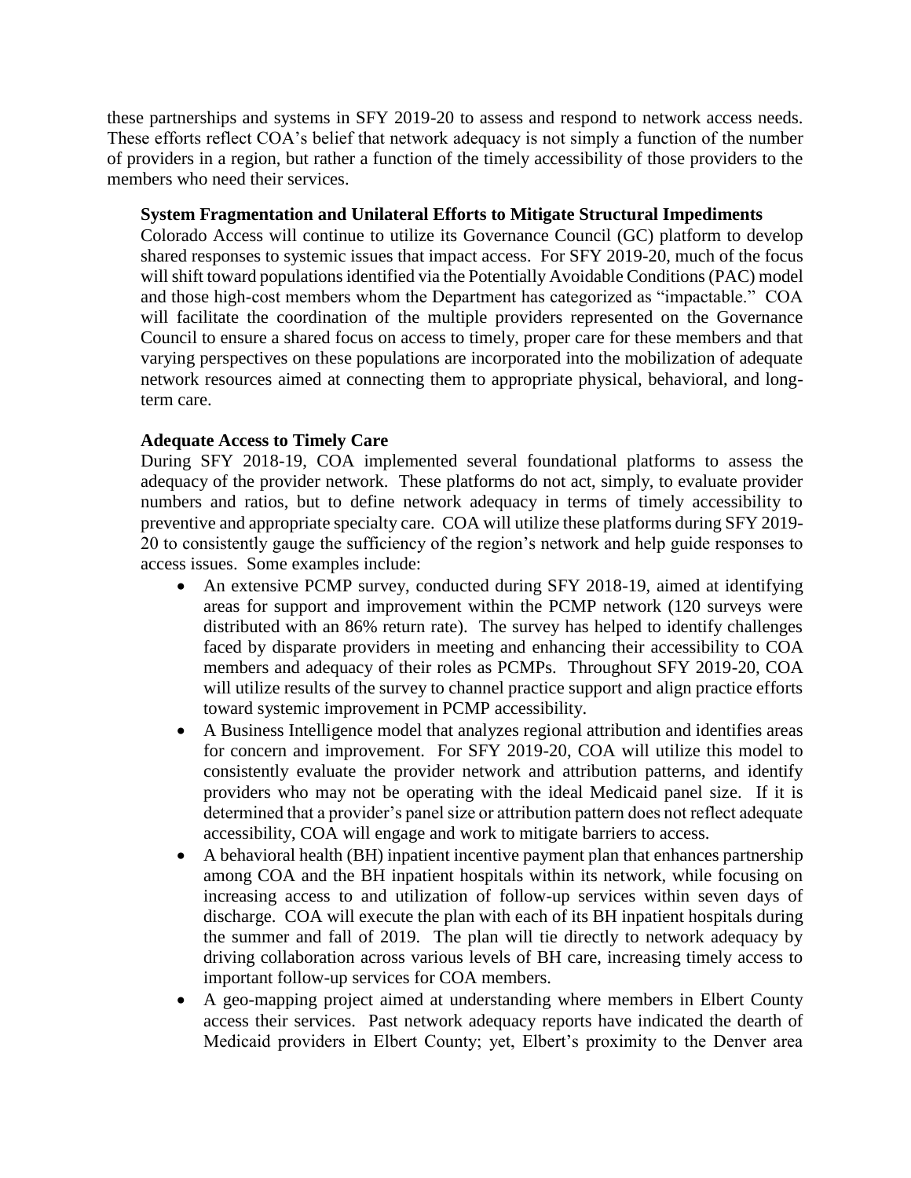these partnerships and systems in SFY 2019-20 to assess and respond to network access needs. These efforts reflect COA's belief that network adequacy is not simply a function of the number of providers in a region, but rather a function of the timely accessibility of those providers to the members who need their services.

**System Fragmentation and Unilateral Efforts to Mitigate Structural Impediments**

Colorado Access will continue to utilize its Governance Council (GC) platform to develop shared responses to systemic issues that impact access. For SFY 2019-20, much of the focus will shift toward populations identified via the Potentially Avoidable Conditions (PAC) model and those high-cost members whom the Department has categorized as "impactable." COA will facilitate the coordination of the multiple providers represented on the Governance Council to ensure a shared focus on access to timely, proper care for these members and that varying perspectives on these populations are incorporated into the mobilization of adequate network resources aimed at connecting them to appropriate physical, behavioral, and long-term care.

**Adequate Access to Timely Care**

During SFY 2018-19, COA implemented several foundational platforms to assess the adequacy of the provider network. These platforms do not act, simply, to evaluate provider numbers and ratios, but to define network adequacy in terms of timely accessibility to preventive and appropriate specialty care. COA will utilize these platforms during SFY 2019-20 to consistently gauge the sufficiency of the region's network and help guide responses to access issues. Some examples include:

- An extensive PCMP survey, conducted during SFY 2018-19, aimed at identifying areas for support and improvement within the PCMP network (120 surveys were distributed with an 86% return rate). The survey has helped to identify challenges faced by disparate providers in meeting and enhancing their accessibility to COA members and adequacy of their roles as PCMPs. Throughout SFY 2019-20, COA will utilize results of the survey to channel practice support and align practice efforts toward systemic improvement in PCMP accessibility.
- A Business Intelligence model that analyzes regional attribution and identifies areas for concern and improvement. For SFY 2019-20, COA will utilize this model to consistently evaluate the provider network and attribution patterns, and identify providers who may not be operating with the ideal Medicaid panel size. If it is determined that a provider's panel size or attribution pattern does not reflect adequate accessibility, COA will engage and work to mitigate barriers to access.
- A behavioral health (BH) inpatient incentive payment plan that enhances partnership among COA and the BH inpatient hospitals within its network, while focusing on increasing access to and utilization of follow-up services within seven days of discharge. COA will execute the plan with each of its BH inpatient hospitals during the summer and fall of 2019. The plan will tie directly to network adequacy by driving collaboration across various levels of BH care, increasing timely access to important follow-up services for COA members.
- A geo-mapping project aimed at understanding where members in Elbert County access their services. Past network adequacy reports have indicated the dearth of Medicaid providers in Elbert County; yet, Elbert's proximity to the Denver area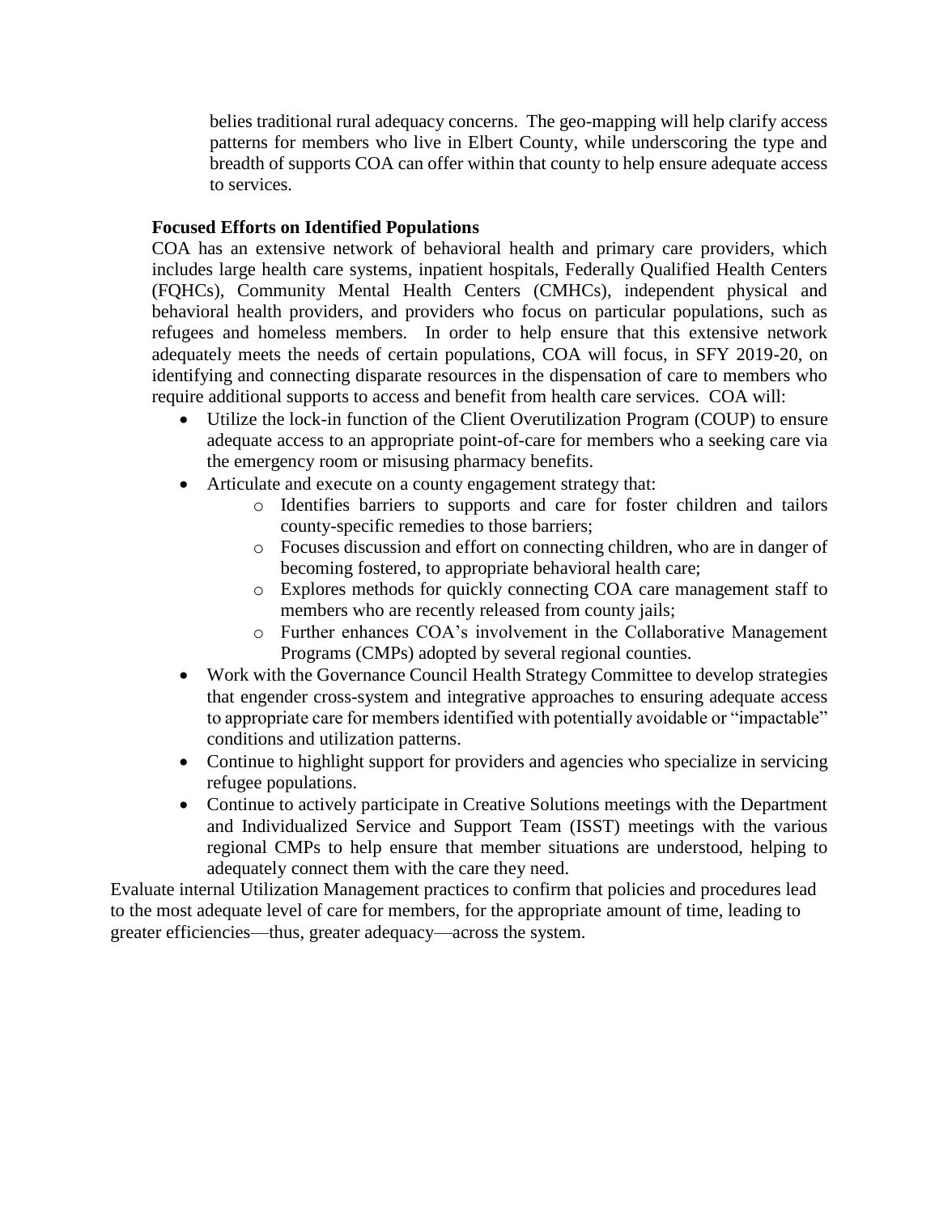belies traditional rural adequacy concerns. The geo-mapping will help clarify access patterns for members who live in Elbert County, while underscoring the type and breadth of supports COA can offer within that county to help ensure adequate access to services.

**Focused Efforts on Identified Populations**

COA has an extensive network of behavioral health and primary care providers, which includes large health care systems, inpatient hospitals, Federally Qualified Health Centers (FQHCs), Community Mental Health Centers (CMHCs), independent physical and behavioral health providers, and providers who focus on particular populations, such as refugees and homeless members. In order to help ensure that this extensive network adequately meets the needs of certain populations, COA will focus, in SFY 2019-20, on identifying and connecting disparate resources in the dispensation of care to members who require additional supports to access and benefit from health care services. COA will:

- Utilize the lock-in function of the Client Overutilization Program (COUP) to ensure adequate access to an appropriate point-of-care for members who a seeking care via the emergency room or misusing pharmacy benefits.
- Articulate and execute on a county engagement strategy that:
  - Identifies barriers to supports and care for foster children and tailors county-specific remedies to those barriers;
  - Focuses discussion and effort on connecting children, who are in danger of becoming fostered, to appropriate behavioral health care;
  - Explores methods for quickly connecting COA care management staff to members who are recently released from county jails;
  - Further enhances COA's involvement in the Collaborative Management Programs (CMPs) adopted by several regional counties.
- Work with the Governance Council Health Strategy Committee to develop strategies that engender cross-system and integrative approaches to ensuring adequate access to appropriate care for members identified with potentially avoidable or "impactable" conditions and utilization patterns.
- Continue to highlight support for providers and agencies who specialize in servicing refugee populations.
- Continue to actively participate in Creative Solutions meetings with the Department and Individualized Service and Support Team (ISST) meetings with the various regional CMPs to help ensure that member situations are understood, helping to adequately connect them with the care they need.

Evaluate internal Utilization Management practices to confirm that policies and procedures lead to the most adequate level of care for members, for the appropriate amount of time, leading to greater efficiencies—thus, greater adequacy—across the system.